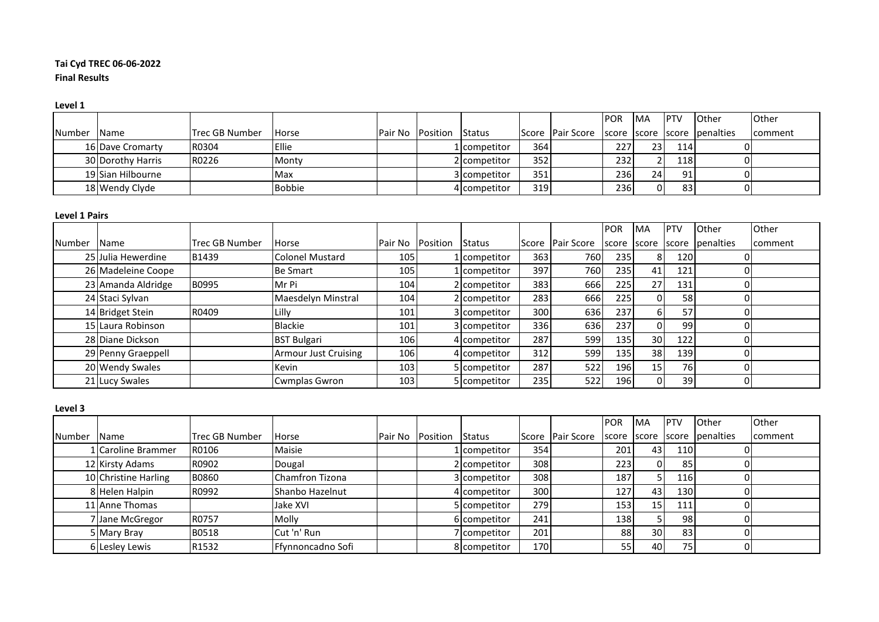**Tai Cyd TREC 06-06-2022**

**Final Results**

**Level 1**

| Number | Name | Trec GB Number | Horse | Pair No | Position | Status | Score | Pair Score | POR score | MA score | PTV score | Other penalties | Other comment |
|---|---|---|---|---|---|---|---|---|---|---|---|---|---|
| 16 | Dave Cromarty | R0304 | Ellie | | 1 | competitor | 364 | | 227 | 23 | 114 | 0 | |
| 30 | Dorothy Harris | R0226 | Monty | | 2 | competitor | 352 | | 232 | 2 | 118 | 0 | |
| 19 | Sian Hilbourne | | Max | | 3 | competitor | 351 | | 236 | 24 | 91 | 0 | |
| 18 | Wendy Clyde | | Bobbie | | 4 | competitor | 319 | | 236 | 0 | 83 | 0 | |

**Level 1 Pairs**

| Number | Name | Trec GB Number | Horse | Pair No | Position | Status | Score | Pair Score | POR score | MA score | PTV score | Other penalties | Other comment |
|---|---|---|---|---|---|---|---|---|---|---|---|---|---|
| 25 | Julia Hewerdine | B1439 | Colonel Mustard | 105 | 1 | competitor | 363 | 760 | 235 | 8 | 120 | 0 | |
| 26 | Madeleine Coope | | Be Smart | 105 | 1 | competitor | 397 | 760 | 235 | 41 | 121 | 0 | |
| 23 | Amanda Aldridge | B0995 | Mr Pi | 104 | 2 | competitor | 383 | 666 | 225 | 27 | 131 | 0 | |
| 24 | Staci Sylvan | | Maesdelyn Minstral | 104 | 2 | competitor | 283 | 666 | 225 | 0 | 58 | 0 | |
| 14 | Bridget Stein | R0409 | Lilly | 101 | 3 | competitor | 300 | 636 | 237 | 6 | 57 | 0 | |
| 15 | Laura Robinson | | Blackie | 101 | 3 | competitor | 336 | 636 | 237 | 0 | 99 | 0 | |
| 28 | Diane Dickson | | BST Bulgari | 106 | 4 | competitor | 287 | 599 | 135 | 30 | 122 | 0 | |
| 29 | Penny Graeppell | | Armour Just Cruising | 106 | 4 | competitor | 312 | 599 | 135 | 38 | 139 | 0 | |
| 20 | Wendy Swales | | Kevin | 103 | 5 | competitor | 287 | 522 | 196 | 15 | 76 | 0 | |
| 21 | Lucy Swales | | Cwmplas Gwron | 103 | 5 | competitor | 235 | 522 | 196 | 0 | 39 | 0 | |

**Level 3**

| Number | Name | Trec GB Number | Horse | Pair No | Position | Status | Score | Pair Score | POR score | MA score | PTV score | Other penalties | Other comment |
|---|---|---|---|---|---|---|---|---|---|---|---|---|---|
| 1 | Caroline Brammer | R0106 | Maisie | | 1 | competitor | 354 | | 201 | 43 | 110 | 0 | |
| 12 | Kirsty Adams | R0902 | Dougal | | 2 | competitor | 308 | | 223 | 0 | 85 | 0 | |
| 10 | Christine Harling | B0860 | Chamfron Tizona | | 3 | competitor | 308 | | 187 | 5 | 116 | 0 | |
| 8 | Helen Halpin | R0992 | Shanbo Hazelnut | | 4 | competitor | 300 | | 127 | 43 | 130 | 0 | |
| 11 | Anne Thomas | | Jake XVI | | 5 | competitor | 279 | | 153 | 15 | 111 | 0 | |
| 7 | Jane McGregor | R0757 | Molly | | 6 | competitor | 241 | | 138 | 5 | 98 | 0 | |
| 5 | Mary Bray | B0518 | Cut 'n' Run | | 7 | competitor | 201 | | 88 | 30 | 83 | 0 | |
| 6 | Lesley Lewis | R1532 | Ffynnoncadno Sofi | | 8 | competitor | 170 | | 55 | 40 | 75 | 0 | |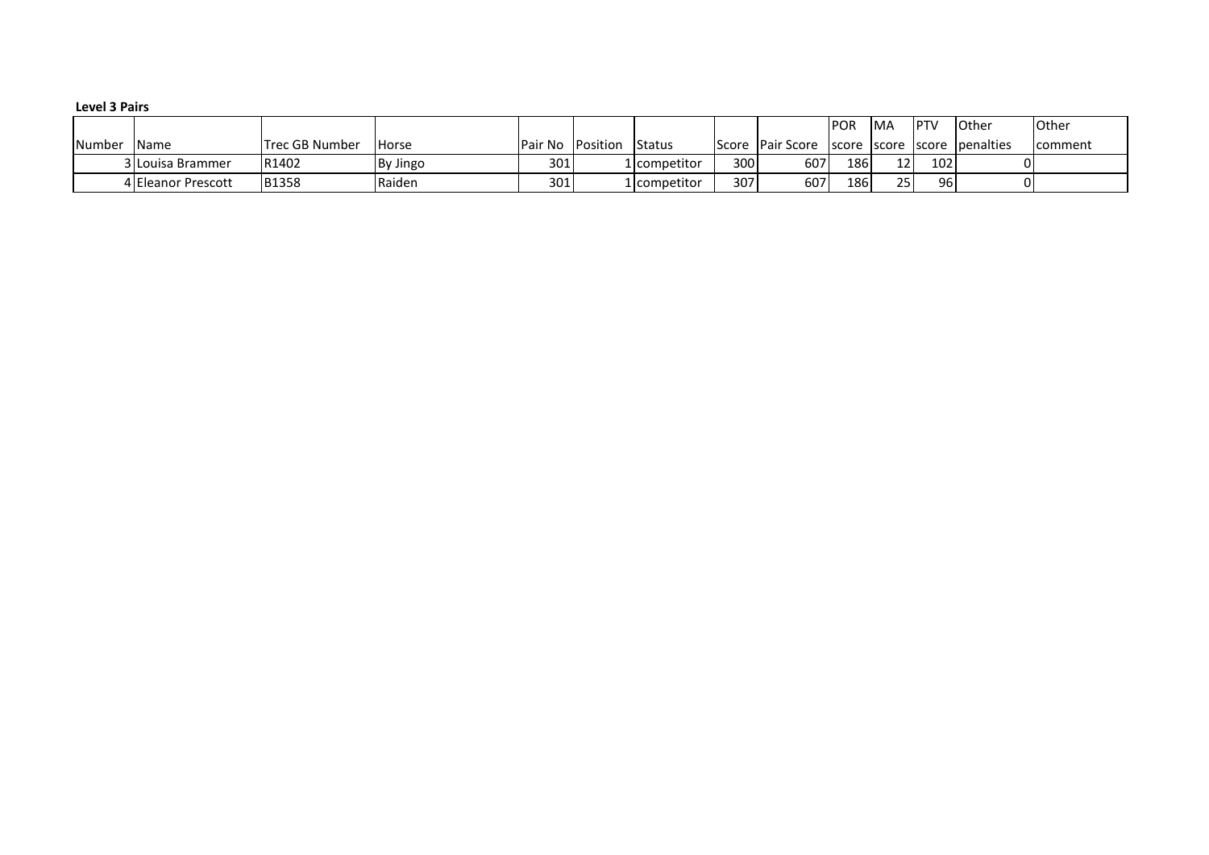**Level 3 Pairs**

| Number | Name | Trec GB Number | Horse | Pair No | Position | Status | Score | Pair Score | POR score | MA score | PTV score | Other penalties | Other comment |
|---|---|---|---|---|---|---|---|---|---|---|---|---|---|
| 3 | Louisa Brammer | R1402 | By Jingo | 301 | 1 | competitor | 300 | 607 | 186 | 12 | 102 | 0 | |
| 4 | Eleanor Prescott | B1358 | Raiden | 301 | 1 | competitor | 307 | 607 | 186 | 25 | 96 | 0 | |